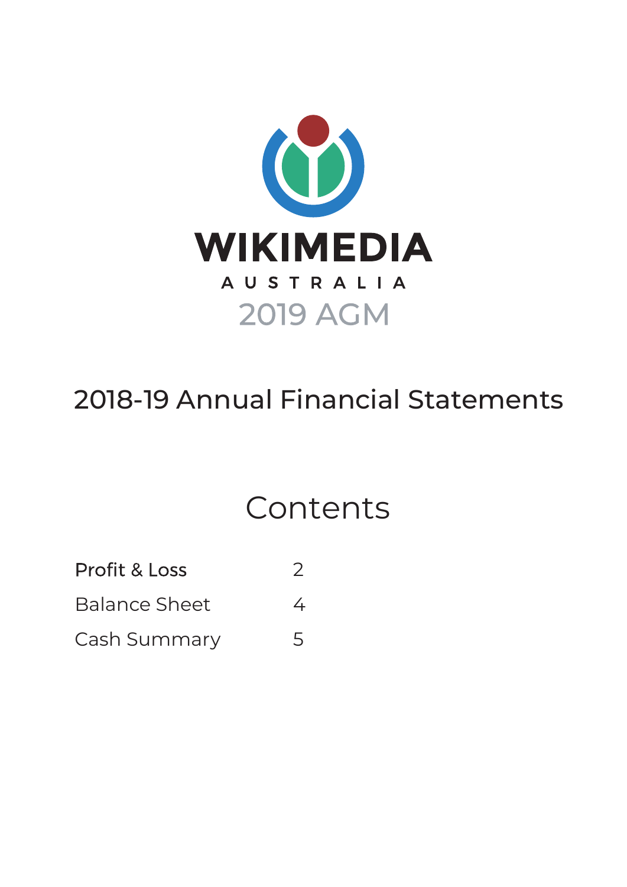# WIKIMEDIA

AUSTRALIA

2019 AGM

## 2018-19 Annual Financial Statements

## Contents

| | |
|---|---|
| Profit & Loss | 2 |
| Balance Sheet | 4 |
| Cash Summary | 5 |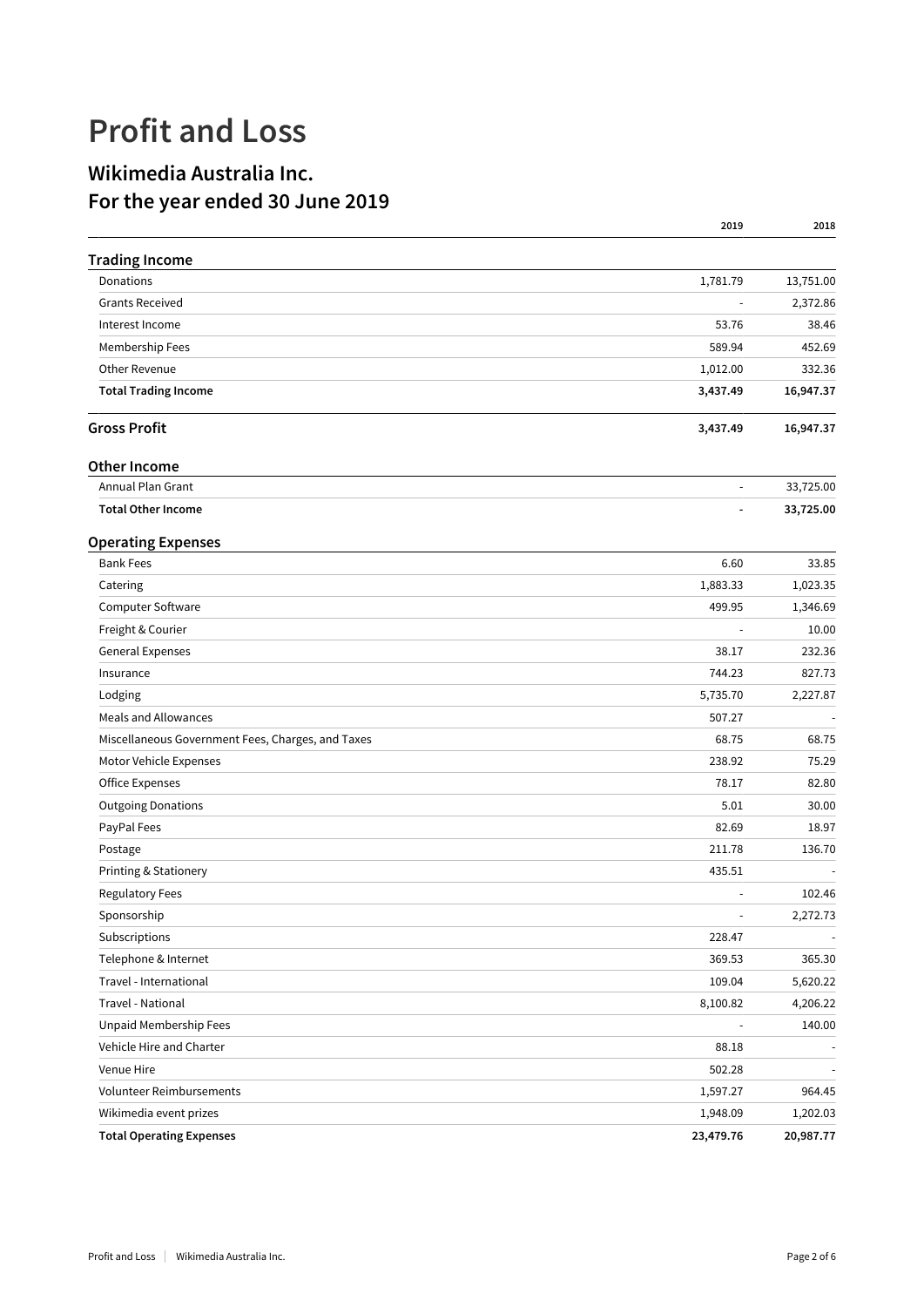# Profit and Loss

## Wikimedia Australia Inc.
## For the year ended 30 June 2019

| | 2019 | 2018 |
|---|---|---|
| **Trading Income** | | |
| Donations | 1,781.79 | 13,751.00 |
| Grants Received | - | 2,372.86 |
| Interest Income | 53.76 | 38.46 |
| Membership Fees | 589.94 | 452.69 |
| Other Revenue | 1,012.00 | 332.36 |
| **Total Trading Income** | **3,437.49** | **16,947.37** |
| **Gross Profit** | **3,437.49** | **16,947.37** |
| **Other Income** | | |
| Annual Plan Grant | - | 33,725.00 |
| **Total Other Income** | **-** | **33,725.00** |
| **Operating Expenses** | | |
| Bank Fees | 6.60 | 33.85 |
| Catering | 1,883.33 | 1,023.35 |
| Computer Software | 499.95 | 1,346.69 |
| Freight & Courier | - | 10.00 |
| General Expenses | 38.17 | 232.36 |
| Insurance | 744.23 | 827.73 |
| Lodging | 5,735.70 | 2,227.87 |
| Meals and Allowances | 507.27 | - |
| Miscellaneous Government Fees, Charges, and Taxes | 68.75 | 68.75 |
| Motor Vehicle Expenses | 238.92 | 75.29 |
| Office Expenses | 78.17 | 82.80 |
| Outgoing Donations | 5.01 | 30.00 |
| PayPal Fees | 82.69 | 18.97 |
| Postage | 211.78 | 136.70 |
| Printing & Stationery | 435.51 | - |
| Regulatory Fees | - | 102.46 |
| Sponsorship | - | 2,272.73 |
| Subscriptions | 228.47 | - |
| Telephone & Internet | 369.53 | 365.30 |
| Travel - International | 109.04 | 5,620.22 |
| Travel - National | 8,100.82 | 4,206.22 |
| Unpaid Membership Fees | - | 140.00 |
| Vehicle Hire and Charter | 88.18 | - |
| Venue Hire | 502.28 | - |
| Volunteer Reimbursements | 1,597.27 | 964.45 |
| Wikimedia event prizes | 1,948.09 | 1,202.03 |
| **Total Operating Expenses** | **23,479.76** | **20,987.77** |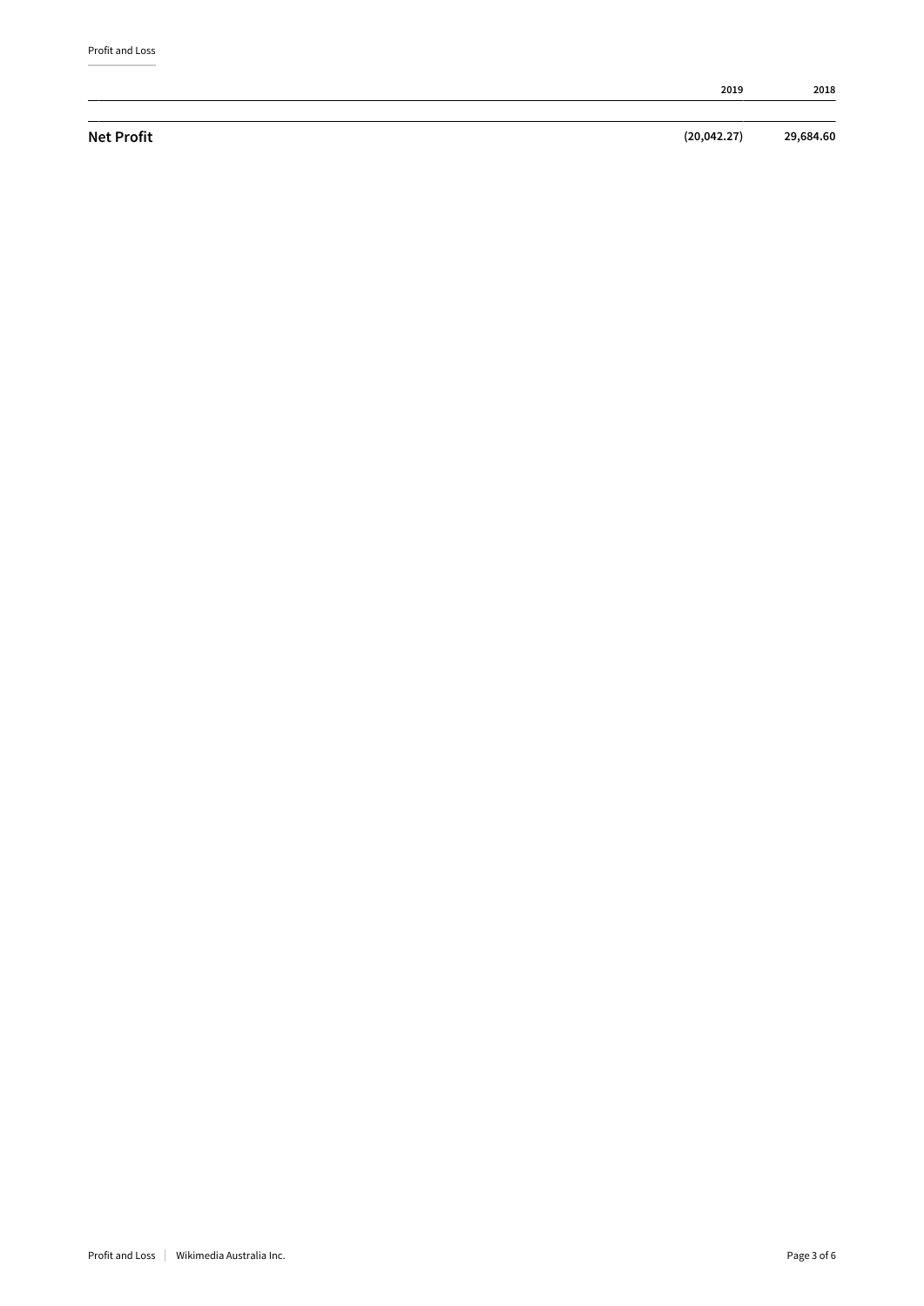| | 2019 | 2018 |
|---|---|---|
| **Net Profit** | **(20,042.27)** | **29,684.60** |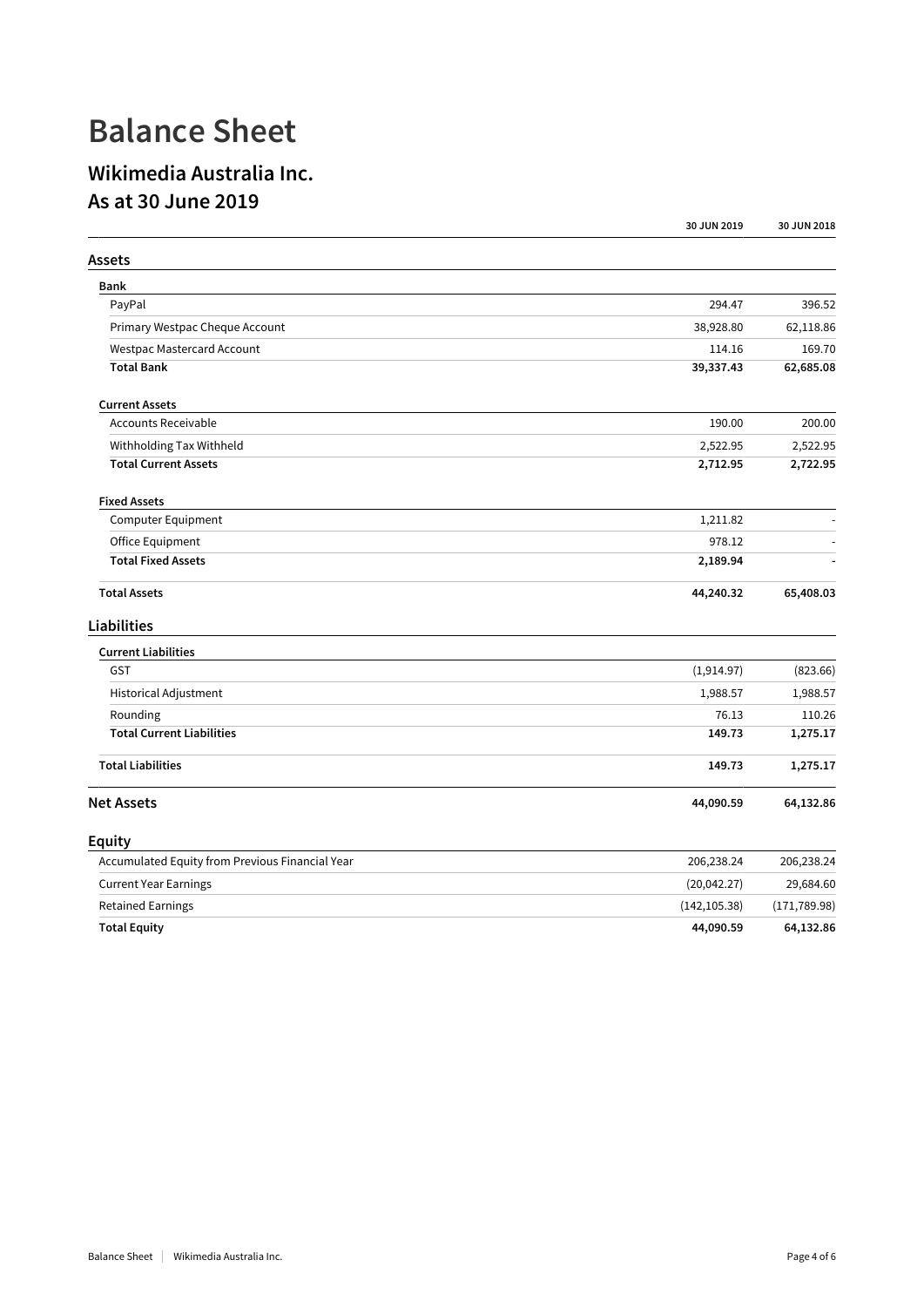# Balance Sheet

## Wikimedia Australia Inc.
## As at 30 June 2019

| | 30 JUN 2019 | 30 JUN 2018 |
|---|---|---|
| **Assets** | | |
| **Bank** | | |
| PayPal | 294.47 | 396.52 |
| Primary Westpac Cheque Account | 38,928.80 | 62,118.86 |
| Westpac Mastercard Account | 114.16 | 169.70 |
| **Total Bank** | **39,337.43** | **62,685.08** |
| **Current Assets** | | |
| Accounts Receivable | 190.00 | 200.00 |
| Withholding Tax Withheld | 2,522.95 | 2,522.95 |
| **Total Current Assets** | **2,712.95** | **2,722.95** |
| **Fixed Assets** | | |
| Computer Equipment | 1,211.82 | - |
| Office Equipment | 978.12 | - |
| **Total Fixed Assets** | **2,189.94** | **-** |
| **Total Assets** | **44,240.32** | **65,408.03** |
| **Liabilities** | | |
| **Current Liabilities** | | |
| GST | (1,914.97) | (823.66) |
| Historical Adjustment | 1,988.57 | 1,988.57 |
| Rounding | 76.13 | 110.26 |
| **Total Current Liabilities** | **149.73** | **1,275.17** |
| **Total Liabilities** | **149.73** | **1,275.17** |
| **Net Assets** | **44,090.59** | **64,132.86** |
| **Equity** | | |
| Accumulated Equity from Previous Financial Year | 206,238.24 | 206,238.24 |
| Current Year Earnings | (20,042.27) | 29,684.60 |
| Retained Earnings | (142,105.38) | (171,789.98) |
| **Total Equity** | **44,090.59** | **64,132.86** |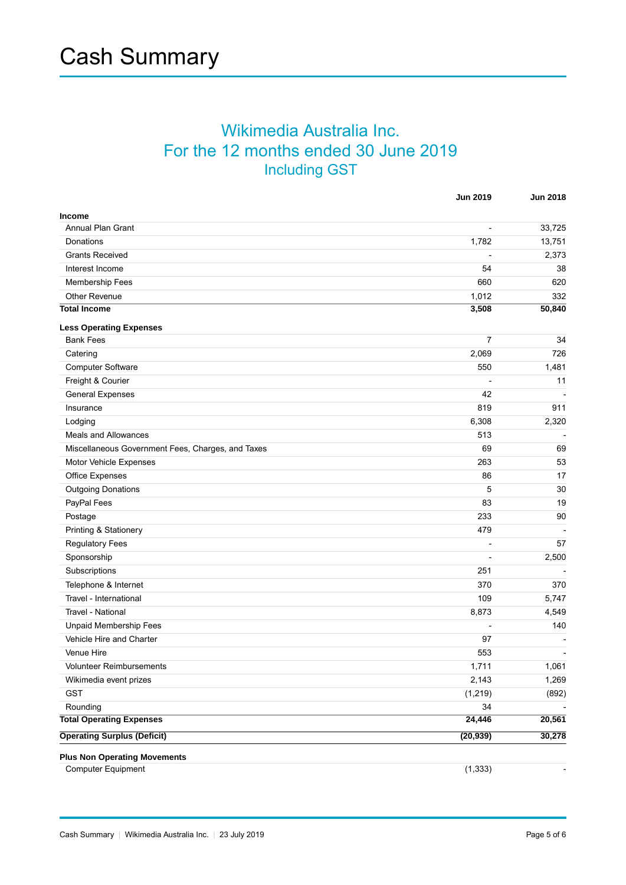# Cash Summary

## Wikimedia Australia Inc.
## For the 12 months ended 30 June 2019
### Including GST

| | Jun 2019 | Jun 2018 |
|---|---|---|
| **Income** | | |
| Annual Plan Grant | - | 33,725 |
| Donations | 1,782 | 13,751 |
| Grants Received | - | 2,373 |
| Interest Income | 54 | 38 |
| Membership Fees | 660 | 620 |
| Other Revenue | 1,012 | 332 |
| **Total Income** | **3,508** | **50,840** |
| **Less Operating Expenses** | | |
| Bank Fees | 7 | 34 |
| Catering | 2,069 | 726 |
| Computer Software | 550 | 1,481 |
| Freight & Courier | - | 11 |
| General Expenses | 42 | - |
| Insurance | 819 | 911 |
| Lodging | 6,308 | 2,320 |
| Meals and Allowances | 513 | - |
| Miscellaneous Government Fees, Charges, and Taxes | 69 | 69 |
| Motor Vehicle Expenses | 263 | 53 |
| Office Expenses | 86 | 17 |
| Outgoing Donations | 5 | 30 |
| PayPal Fees | 83 | 19 |
| Postage | 233 | 90 |
| Printing & Stationery | 479 | - |
| Regulatory Fees | - | 57 |
| Sponsorship | - | 2,500 |
| Subscriptions | 251 | - |
| Telephone & Internet | 370 | 370 |
| Travel - International | 109 | 5,747 |
| Travel - National | 8,873 | 4,549 |
| Unpaid Membership Fees | - | 140 |
| Vehicle Hire and Charter | 97 | - |
| Venue Hire | 553 | - |
| Volunteer Reimbursements | 1,711 | 1,061 |
| Wikimedia event prizes | 2,143 | 1,269 |
| GST | (1,219) | (892) |
| Rounding | 34 | - |
| **Total Operating Expenses** | **24,446** | **20,561** |
| **Operating Surplus (Deficit)** | **(20,939)** | **30,278** |
| **Plus Non Operating Movements** | | |
| Computer Equipment | (1,333) | - |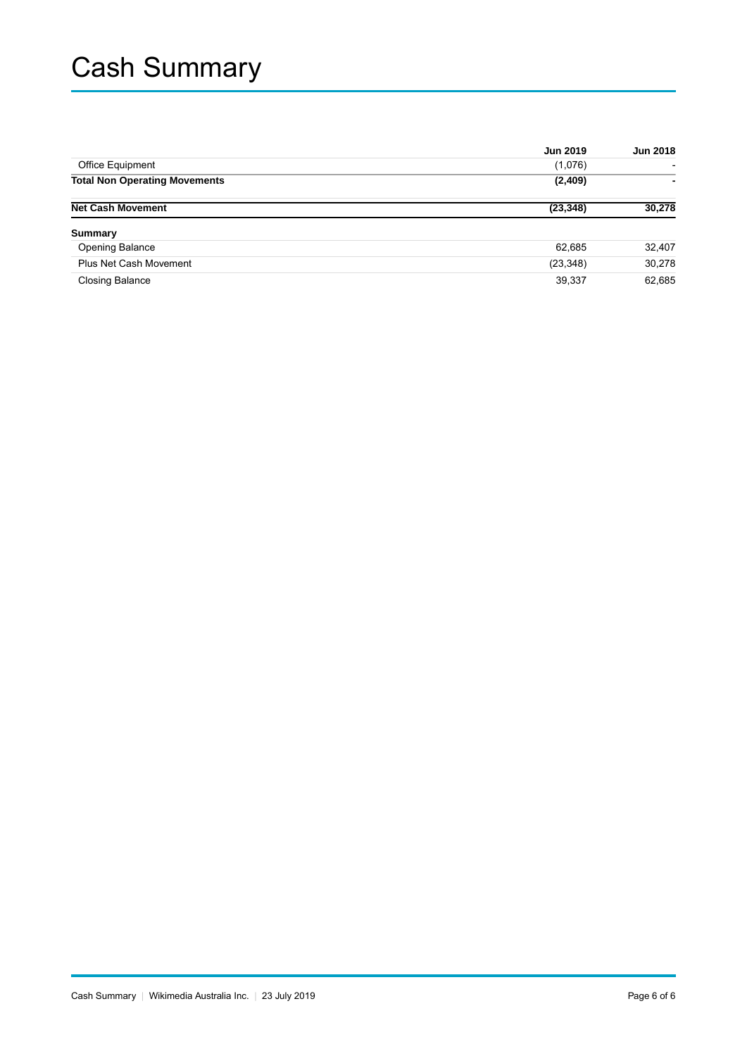# Cash Summary

| | Jun 2019 | Jun 2018 |
|---|---|---|
| Office Equipment | (1,076) | - |
| **Total Non Operating Movements** | **(2,409)** | **-** |
| **Net Cash Movement** | **(23,348)** | **30,278** |
| **Summary** | | |
| Opening Balance | 62,685 | 32,407 |
| Plus Net Cash Movement | (23,348) | 30,278 |
| Closing Balance | 39,337 | 62,685 |